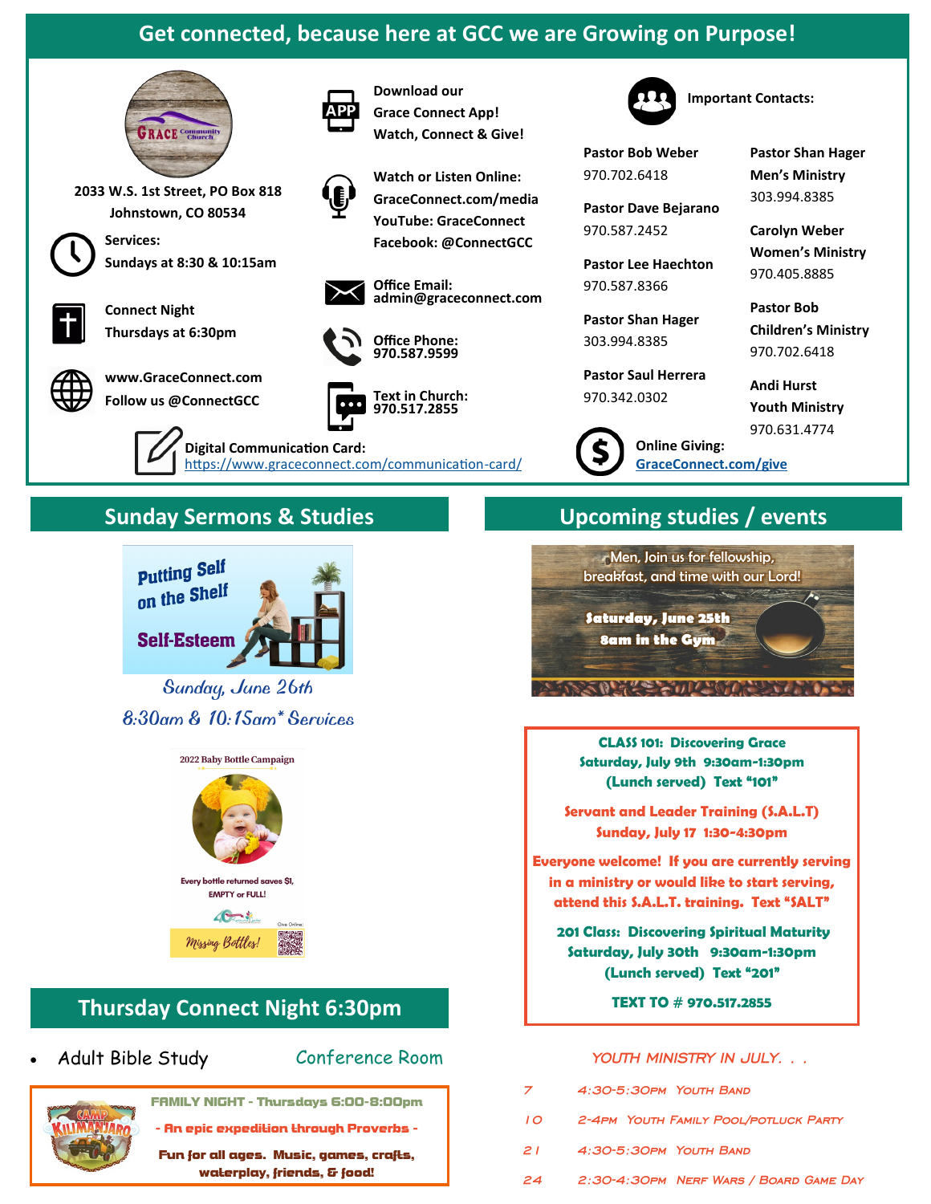# Get connected, because here at GCC we are Growing on Purpose!

2033 W.S. 1st Street, PO Box 818
Johnstown, CO 80534

**Services:**
Sundays at 8:30 & 10:15am

**Connect Night**
Thursdays at 6:30pm

www.GraceConnect.com
Follow us @ConnectGCC

**Download our Grace Connect App!**
Watch, Connect & Give!

**Watch or Listen Online:**
GraceConnect.com/media
YouTube: GraceConnect
Facebook: @ConnectGCC

**Office Email:**
admin@graceconnect.com

**Office Phone:**
970.587.9599

**Text in Church:**
970.517.2855

**Digital Communication Card:**
https://www.graceconnect.com/communication-card/

**Important Contacts:**

Pastor Bob Weber
970.702.6418

Pastor Dave Bejarano
970.587.2452

Pastor Lee Haechton
970.587.8366

Pastor Shan Hager
303.994.8385

Pastor Saul Herrera
970.342.0302

Pastor Shan Hager
Men's Ministry
303.994.8385

Carolyn Weber
Women's Ministry
970.405.8885

Pastor Bob
Children's Ministry
970.702.6418

Andi Hurst
Youth Ministry
970.631.4774

**Online Giving:**
GraceConnect.com/give

## Sunday Sermons & Studies

Putting Self on the Shelf
Self-Esteem

*Sunday, June 26th*
*8:30am & 10:15am\* Services*

2022 Baby Bottle Campaign
Every bottle returned saves $1, EMPTY or FULL!
Missing Bottles!
Give Online

## Thursday Connect Night 6:30pm

- Adult Bible Study — Conference Room

**FAMILY NIGHT - Thursdays 6:00-8:00pm**
**- An epic expedition through Proverbs -**
**Fun for all ages. Music, games, crafts, waterplay, friends, & food!**

## Upcoming studies / events

Men, Join us for fellowship, breakfast, and time with our Lord!
**Saturday, June 25th**
**8am in the Gym**

**CLASS 101: Discovering Grace**
**Saturday, July 9th 9:30am-1:30pm**
**(Lunch served) Text "101"**

**Servant and Leader Training (S.A.L.T)**
**Sunday, July 17 1:30-4:30pm**

**Everyone welcome! If you are currently serving in a ministry or would like to start serving, attend this S.A.L.T. training. Text "SALT"**

**201 Class: Discovering Spiritual Maturity**
**Saturday, July 30th 9:30am-1:30pm**
**(Lunch served) Text "201"**

**TEXT TO # 970.517.2855**

*YOUTH MINISTRY IN JULY. . .*

| | | |
|---|---|---|
| 7 | 4:30-5:30PM | Youth Band |
| 10 | 2-4PM | Youth Family Pool/Potluck Party |
| 21 | 4:30-5:30PM | Youth Band |
| 24 | 2:30-4:30PM | Nerf Wars / Board Game Day |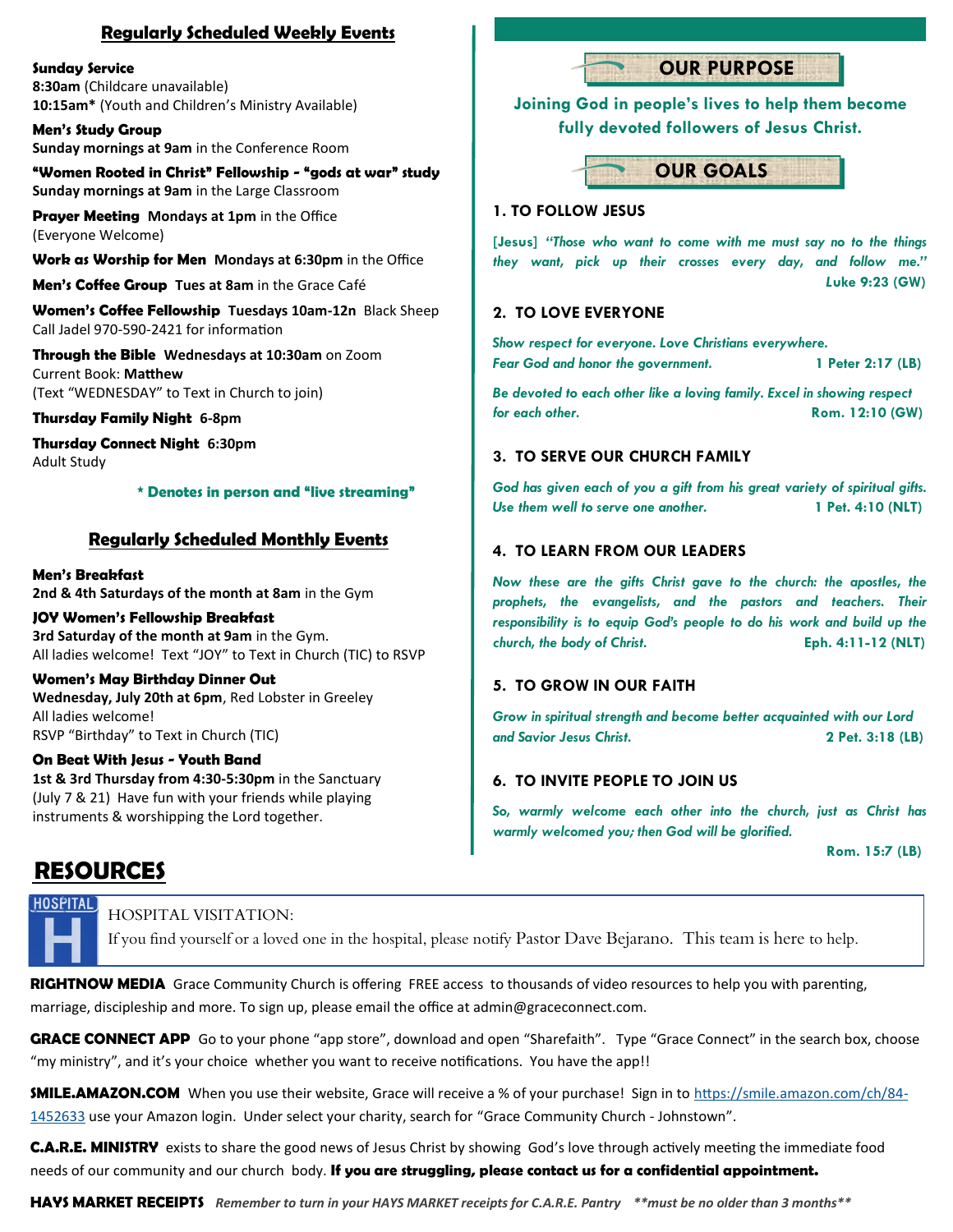## Regularly Scheduled Weekly Events

**Sunday Service**
**8:30am** (Childcare unavailable)
**10:15am*** (Youth and Children's Ministry Available)

**Men's Study Group**
**Sunday mornings at 9am** in the Conference Room

**"Women Rooted in Christ" Fellowship - "gods at war" study**
**Sunday mornings at 9am** in the Large Classroom

**Prayer Meeting** **Mondays at 1pm** in the Office
(Everyone Welcome)

**Work as Worship for Men** **Mondays at 6:30pm** in the Office

**Men's Coffee Group** **Tues at 8am** in the Grace Café

**Women's Coffee Fellowship** **Tuesdays 10am-12n** Black Sheep
Call Jadel 970-590-2421 for information

**Through the Bible** **Wednesdays at 10:30am** on Zoom
Current Book: **Matthew**
(Text "WEDNESDAY" to Text in Church to join)

**Thursday Family Night** **6-8pm**

**Thursday Connect Night** **6:30pm**
Adult Study

**\* Denotes in person and "live streaming"**

## Regularly Scheduled Monthly Events

**Men's Breakfast**
**2nd & 4th Saturdays of the month at 8am** in the Gym

**JOY Women's Fellowship Breakfast**
**3rd Saturday of the month at 9am** in the Gym.
All ladies welcome! Text "JOY" to Text in Church (TIC) to RSVP

**Women's May Birthday Dinner Out**
**Wednesday, July 20th at 6pm**, Red Lobster in Greeley
All ladies welcome!
RSVP "Birthday" to Text in Church (TIC)

**On Beat With Jesus - Youth Band**
**1st & 3rd Thursday from 4:30-5:30pm** in the Sanctuary
(July 7 & 21) Have fun with your friends while playing instruments & worshipping the Lord together.

## OUR PURPOSE

**Joining God in people's lives to help them become fully devoted followers of Jesus Christ.**

## OUR GOALS

### 1. TO FOLLOW JESUS

*[Jesus] "Those who want to come with me must say no to the things they want, pick up their crosses every day, and follow me."* **Luke 9:23 (GW)**

### 2. TO LOVE EVERYONE

*Show respect for everyone. Love Christians everywhere. Fear God and honor the government.* **1 Peter 2:17 (LB)**

*Be devoted to each other like a loving family. Excel in showing respect for each other.* **Rom. 12:10 (GW)**

### 3. TO SERVE OUR CHURCH FAMILY

*God has given each of you a gift from his great variety of spiritual gifts. Use them well to serve one another.* **1 Pet. 4:10 (NLT)**

### 4. TO LEARN FROM OUR LEADERS

*Now these are the gifts Christ gave to the church: the apostles, the prophets, the evangelists, and the pastors and teachers. Their responsibility is to equip God's people to do his work and build up the church, the body of Christ.* **Eph. 4:11-12 (NLT)**

### 5. TO GROW IN OUR FAITH

*Grow in spiritual strength and become better acquainted with our Lord and Savior Jesus Christ.* **2 Pet. 3:18 (LB)**

### 6. TO INVITE PEOPLE TO JOIN US

*So, warmly welcome each other into the church, just as Christ has warmly welcomed you; then God will be glorified.* **Rom. 15:7 (LB)**

## RESOURCES

HOSPITAL VISITATION:
If you find yourself or a loved one in the hospital, please notify Pastor Dave Bejarano. This team is here to help.

**RIGHTNOW MEDIA** Grace Community Church is offering FREE access to thousands of video resources to help you with parenting, marriage, discipleship and more. To sign up, please email the office at admin@graceconnect.com.

**GRACE CONNECT APP** Go to your phone "app store", download and open "Sharefaith". Type "Grace Connect" in the search box, choose "my ministry", and it's your choice whether you want to receive notifications. You have the app!!

**SMILE.AMAZON.COM** When you use their website, Grace will receive a % of your purchase! Sign in to https://smile.amazon.com/ch/84-1452633 use your Amazon login. Under select your charity, search for "Grace Community Church - Johnstown".

**C.A.R.E. MINISTRY** exists to share the good news of Jesus Christ by showing God's love through actively meeting the immediate food needs of our community and our church body. **If you are struggling, please contact us for a confidential appointment.**

**HAYS MARKET RECEIPTS** *Remember to turn in your HAYS MARKET receipts for C.A.R.E. Pantry \*\*must be no older than 3 months\*\**